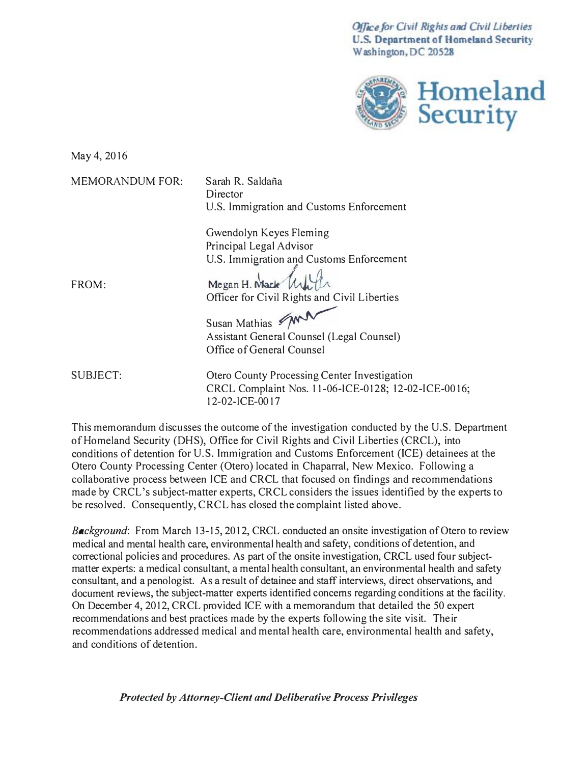*Office for Civil Rights and Civil Liberties*
**U.S. Department of Homeland Security**
Washington, DC 20528

**Homeland Security**

May 4, 2016

MEMORANDUM FOR: Sarah R. Saldaña
Director
U.S. Immigration and Customs Enforcement

Gwendolyn Keyes Fleming
Principal Legal Advisor
U.S. Immigration and Customs Enforcement

FROM: Megan H. Mack
Officer for Civil Rights and Civil Liberties

Susan Mathias
Assistant General Counsel (Legal Counsel)
Office of General Counsel

SUBJECT: Otero County Processing Center Investigation
CRCL Complaint Nos. 11-06-ICE-0128; 12-02-ICE-0016; 12-02-ICE-0017

This memorandum discusses the outcome of the investigation conducted by the U.S. Department of Homeland Security (DHS), Office for Civil Rights and Civil Liberties (CRCL), into conditions of detention for U.S. Immigration and Customs Enforcement (ICE) detainees at the Otero County Processing Center (Otero) located in Chaparral, New Mexico. Following a collaborative process between ICE and CRCL that focused on findings and recommendations made by CRCL's subject-matter experts, CRCL considers the issues identified by the experts to be resolved. Consequently, CRCL has closed the complaint listed above.

*Background*: From March 13-15, 2012, CRCL conducted an onsite investigation of Otero to review medical and mental health care, environmental health and safety, conditions of detention, and correctional policies and procedures. As part of the onsite investigation, CRCL used four subject-matter experts: a medical consultant, a mental health consultant, an environmental health and safety consultant, and a penologist. As a result of detainee and staff interviews, direct observations, and document reviews, the subject-matter experts identified concerns regarding conditions at the facility. On December 4, 2012, CRCL provided ICE with a memorandum that detailed the 50 expert recommendations and best practices made by the experts following the site visit. Their recommendations addressed medical and mental health care, environmental health and safety, and conditions of detention.

***Protected by Attorney-Client and Deliberative Process Privileges***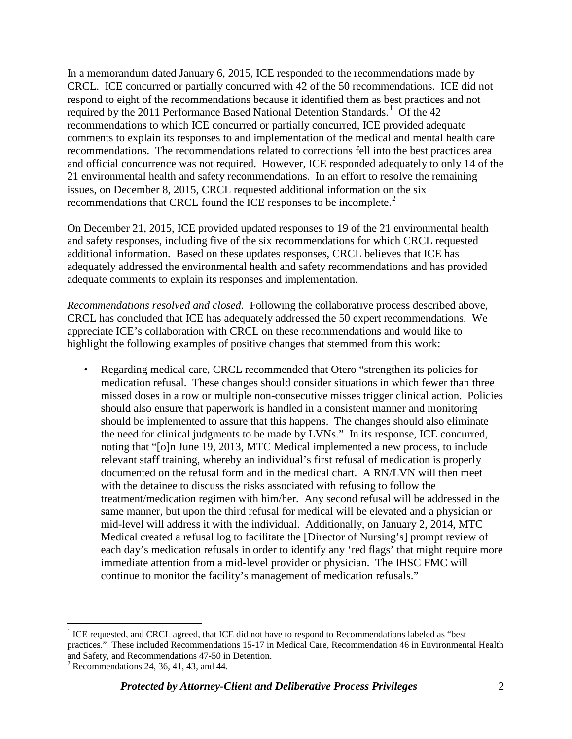In a memorandum dated January 6, 2015, ICE responded to the recommendations made by CRCL. ICE concurred or partially concurred with 42 of the 50 recommendations. ICE did not respond to eight of the recommendations because it identified them as best practices and not required by the 2011 Performance Based National Detention Standards.[1] Of the 42 recommendations to which ICE concurred or partially concurred, ICE provided adequate comments to explain its responses to and implementation of the medical and mental health care recommendations. The recommendations related to corrections fell into the best practices area and official concurrence was not required. However, ICE responded adequately to only 14 of the 21 environmental health and safety recommendations. In an effort to resolve the remaining issues, on December 8, 2015, CRCL requested additional information on the six recommendations that CRCL found the ICE responses to be incomplete.[2]

On December 21, 2015, ICE provided updated responses to 19 of the 21 environmental health and safety responses, including five of the six recommendations for which CRCL requested additional information. Based on these updates responses, CRCL believes that ICE has adequately addressed the environmental health and safety recommendations and has provided adequate comments to explain its responses and implementation.

*Recommendations resolved and closed.* Following the collaborative process described above, CRCL has concluded that ICE has adequately addressed the 50 expert recommendations. We appreciate ICE's collaboration with CRCL on these recommendations and would like to highlight the following examples of positive changes that stemmed from this work:

- Regarding medical care, CRCL recommended that Otero "strengthen its policies for medication refusal. These changes should consider situations in which fewer than three missed doses in a row or multiple non-consecutive misses trigger clinical action. Policies should also ensure that paperwork is handled in a consistent manner and monitoring should be implemented to assure that this happens. The changes should also eliminate the need for clinical judgments to be made by LVNs." In its response, ICE concurred, noting that "[o]n June 19, 2013, MTC Medical implemented a new process, to include relevant staff training, whereby an individual's first refusal of medication is properly documented on the refusal form and in the medical chart. A RN/LVN will then meet with the detainee to discuss the risks associated with refusing to follow the treatment/medication regimen with him/her. Any second refusal will be addressed in the same manner, but upon the third refusal for medical will be elevated and a physician or mid-level will address it with the individual. Additionally, on January 2, 2014, MTC Medical created a refusal log to facilitate the [Director of Nursing's] prompt review of each day's medication refusals in order to identify any 'red flags' that might require more immediate attention from a mid-level provider or physician. The IHSC FMC will continue to monitor the facility's management of medication refusals."

---

[1] ICE requested, and CRCL agreed, that ICE did not have to respond to Recommendations labeled as "best practices." These included Recommendations 15-17 in Medical Care, Recommendation 46 in Environmental Health and Safety, and Recommendations 47-50 in Detention.

[2] Recommendations 24, 36, 41, 43, and 44.

***Protected by Attorney-Client and Deliberative Process Privileges***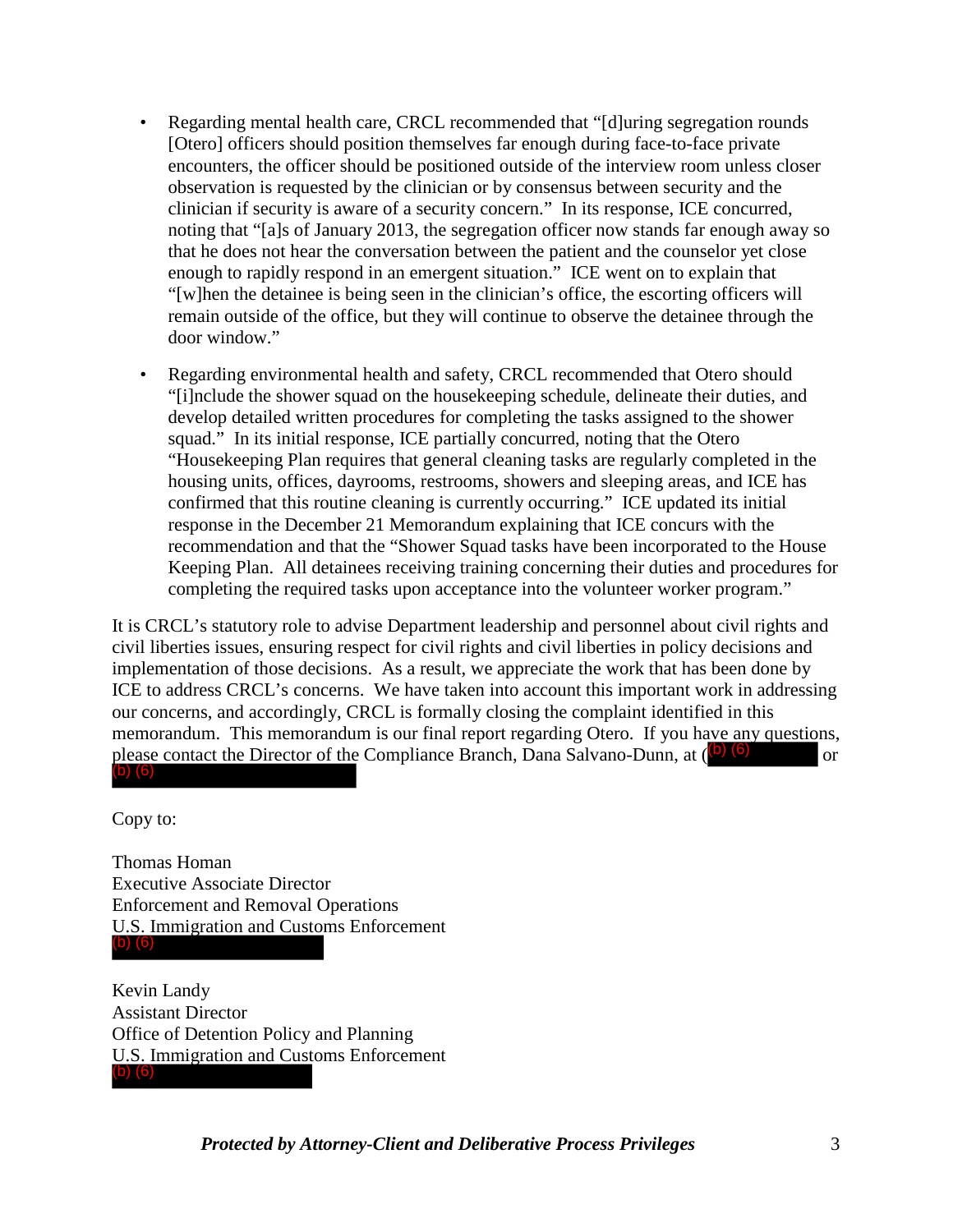- Regarding mental health care, CRCL recommended that "[d]uring segregation rounds [Otero] officers should position themselves far enough during face-to-face private encounters, the officer should be positioned outside of the interview room unless closer observation is requested by the clinician or by consensus between security and the clinician if security is aware of a security concern." In its response, ICE concurred, noting that "[a]s of January 2013, the segregation officer now stands far enough away so that he does not hear the conversation between the patient and the counselor yet close enough to rapidly respond in an emergent situation." ICE went on to explain that "[w]hen the detainee is being seen in the clinician's office, the escorting officers will remain outside of the office, but they will continue to observe the detainee through the door window."

- Regarding environmental health and safety, CRCL recommended that Otero should "[i]nclude the shower squad on the housekeeping schedule, delineate their duties, and develop detailed written procedures for completing the tasks assigned to the shower squad." In its initial response, ICE partially concurred, noting that the Otero "Housekeeping Plan requires that general cleaning tasks are regularly completed in the housing units, offices, dayrooms, restrooms, showers and sleeping areas, and ICE has confirmed that this routine cleaning is currently occurring." ICE updated its initial response in the December 21 Memorandum explaining that ICE concurs with the recommendation and that the "Shower Squad tasks have been incorporated to the House Keeping Plan. All detainees receiving training concerning their duties and procedures for completing the required tasks upon acceptance into the volunteer worker program."

It is CRCL's statutory role to advise Department leadership and personnel about civil rights and civil liberties issues, ensuring respect for civil rights and civil liberties in policy decisions and implementation of those decisions. As a result, we appreciate the work that has been done by ICE to address CRCL's concerns. We have taken into account this important work in addressing our concerns, and accordingly, CRCL is formally closing the complaint identified in this memorandum. This memorandum is our final report regarding Otero. If you have any questions, please contact the Director of the Compliance Branch, Dana Salvano-Dunn, at (b) (6) or (b) (6)

Copy to:

Thomas Homan
Executive Associate Director
Enforcement and Removal Operations
U.S. Immigration and Customs Enforcement
(b) (6)

Kevin Landy
Assistant Director
Office of Detention Policy and Planning
U.S. Immigration and Customs Enforcement
(b) (6)

***Protected by Attorney-Client and Deliberative Process Privileges***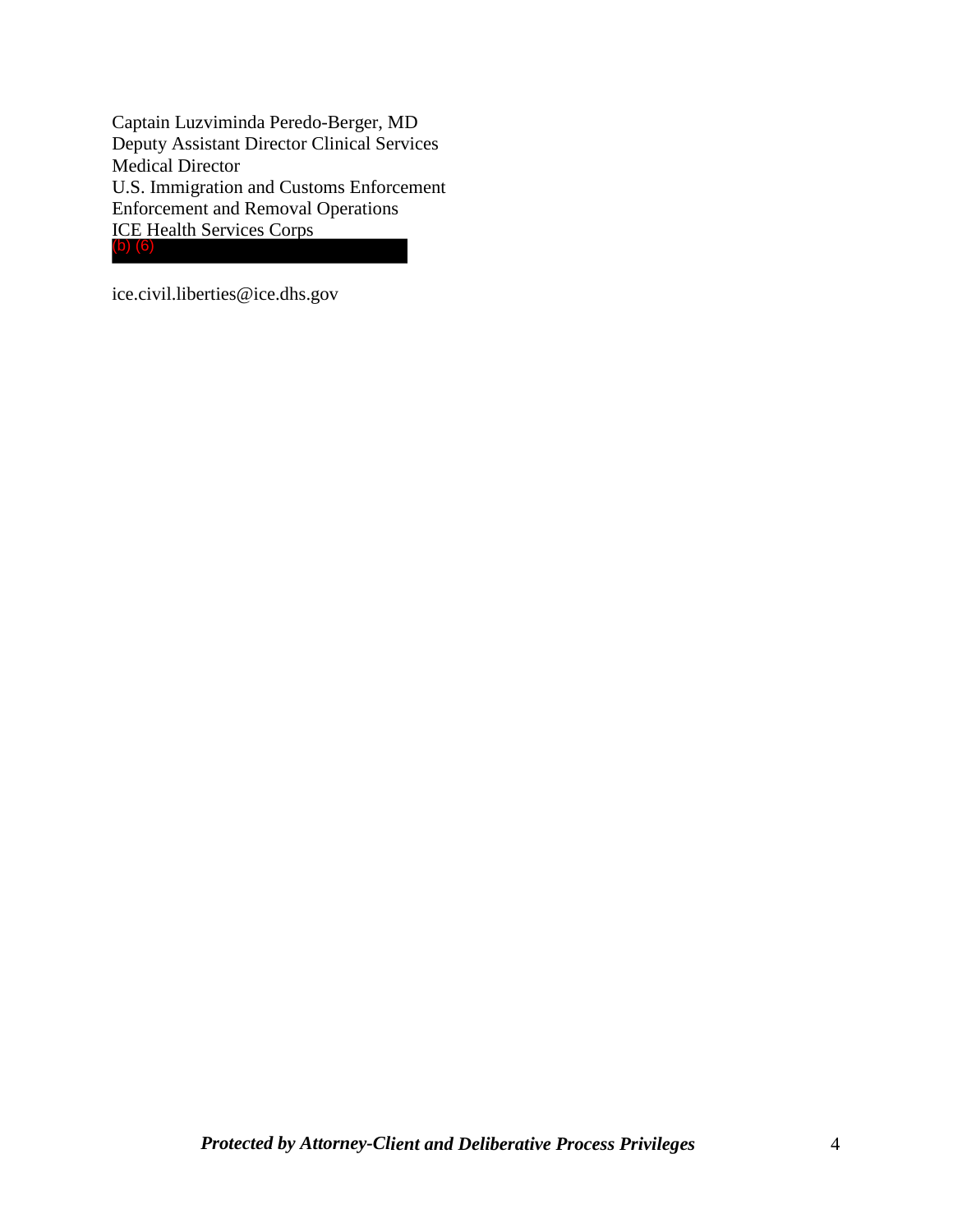Captain Luzviminda Peredo-Berger, MD
Deputy Assistant Director Clinical Services
Medical Director
U.S. Immigration and Customs Enforcement
Enforcement and Removal Operations
ICE Health Services Corps
(b) (6)

ice.civil.liberties@ice.dhs.gov

***Protected by Attorney-Client and Deliberative Process Privileges***